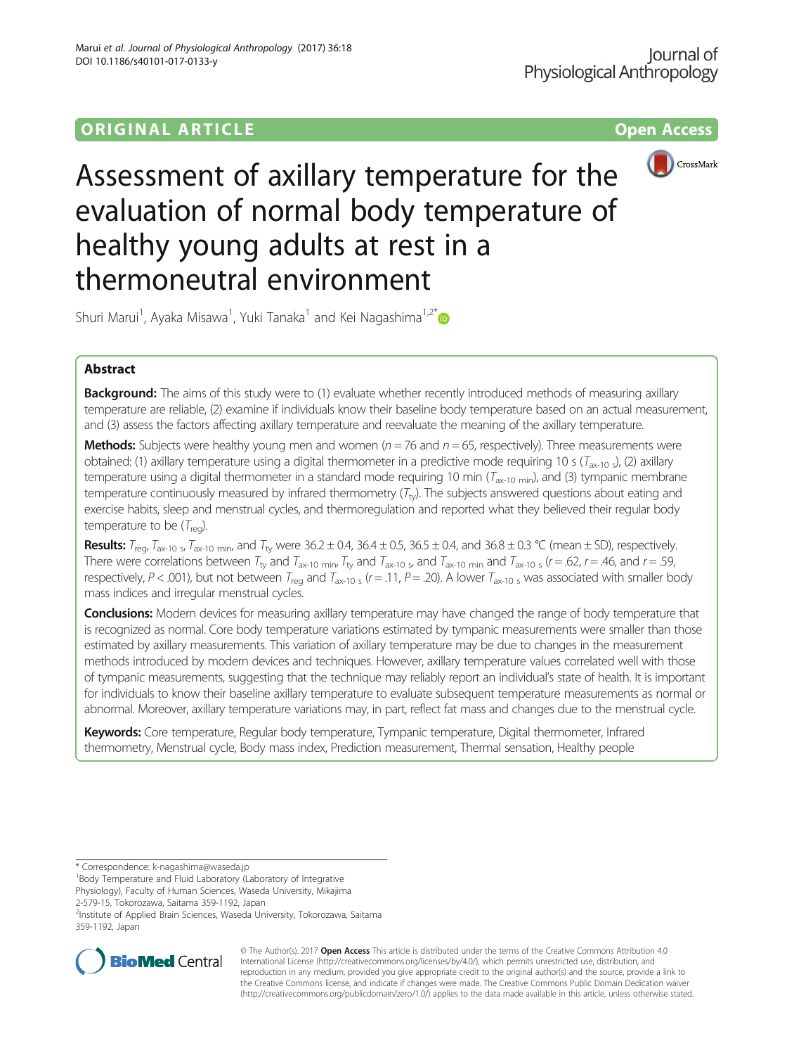ORIGINAL ARTICLE

Open Access

# Assessment of axillary temperature for the evaluation of normal body temperature of healthy young adults at rest in a thermoneutral environment

Shuri Marui[1], Ayaka Misawa[1], Yuki Tanaka[1] and Kei Nagashima[1,2*]

## Abstract

**Background:** The aims of this study were to (1) evaluate whether recently introduced methods of measuring axillary temperature are reliable, (2) examine if individuals know their baseline body temperature based on an actual measurement, and (3) assess the factors affecting axillary temperature and reevaluate the meaning of the axillary temperature.

**Methods:** Subjects were healthy young men and women ($n = 76$ and $n = 65$, respectively). Three measurements were obtained: (1) axillary temperature using a digital thermometer in a predictive mode requiring 10 s ($T_{ax\text{-}10\ s}$), (2) axillary temperature using a digital thermometer in a standard mode requiring 10 min ($T_{ax\text{-}10\ min}$), and (3) tympanic membrane temperature continuously measured by infrared thermometry ($T_{ty}$). The subjects answered questions about eating and exercise habits, sleep and menstrual cycles, and thermoregulation and reported what they believed their regular body temperature to be ($T_{reg}$).

**Results:** $T_{reg}$, $T_{ax\text{-}10\ s}$, $T_{ax\text{-}10\ min}$, and $T_{ty}$ were 36.2 ± 0.4, 36.4 ± 0.5, 36.5 ± 0.4, and 36.8 ± 0.3 °C (mean ± SD), respectively. There were correlations between $T_{ty}$ and $T_{ax\text{-}10\ min}$, $T_{ty}$ and $T_{ax\text{-}10\ s}$, and $T_{ax\text{-}10\ min}$ and $T_{ax\text{-}10\ s}$ ($r = .62$, $r = .46$, and $r = .59$, respectively, $P < .001$), but not between $T_{reg}$ and $T_{ax\text{-}10\ s}$ ($r = .11$, $P = .20$). A lower $T_{ax\text{-}10\ s}$ was associated with smaller body mass indices and irregular menstrual cycles.

**Conclusions:** Modern devices for measuring axillary temperature may have changed the range of body temperature that is recognized as normal. Core body temperature variations estimated by tympanic measurements were smaller than those estimated by axillary measurements. This variation of axillary temperature may be due to changes in the measurement methods introduced by modern devices and techniques. However, axillary temperature values correlated well with those of tympanic measurements, suggesting that the technique may reliably report an individual's state of health. It is important for individuals to know their baseline axillary temperature to evaluate subsequent temperature measurements as normal or abnormal. Moreover, axillary temperature variations may, in part, reflect fat mass and changes due to the menstrual cycle.

**Keywords:** Core temperature, Regular body temperature, Tympanic temperature, Digital thermometer, Infrared thermometry, Menstrual cycle, Body mass index, Prediction measurement, Thermal sensation, Healthy people

---

\* Correspondence: k-nagashima@waseda.jp

[1] Body Temperature and Fluid Laboratory (Laboratory of Integrative Physiology), Faculty of Human Sciences, Waseda University, Mikajima 2-579-15, Tokorozawa, Saitama 359-1192, Japan

[2] Institute of Applied Brain Sciences, Waseda University, Tokorozawa, Saitama 359-1192, Japan

© The Author(s). 2017 **Open Access** This article is distributed under the terms of the Creative Commons Attribution 4.0 International License (http://creativecommons.org/licenses/by/4.0/), which permits unrestricted use, distribution, and reproduction in any medium, provided you give appropriate credit to the original author(s) and the source, provide a link to the Creative Commons license, and indicate if changes were made. The Creative Commons Public Domain Dedication waiver (http://creativecommons.org/publicdomain/zero/1.0/) applies to the data made available in this article, unless otherwise stated.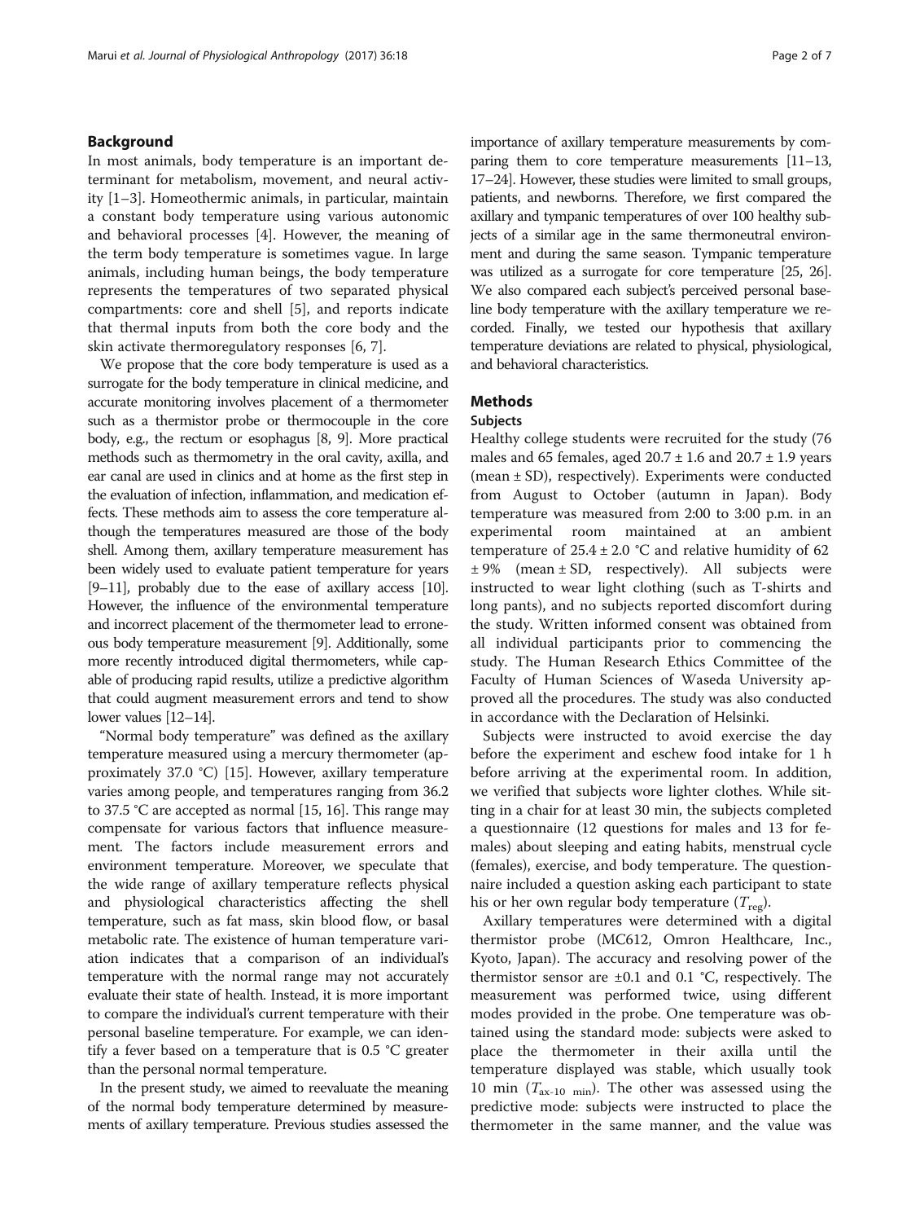## Background

In most animals, body temperature is an important determinant for metabolism, movement, and neural activity [1–3]. Homeothermic animals, in particular, maintain a constant body temperature using various autonomic and behavioral processes [4]. However, the meaning of the term body temperature is sometimes vague. In large animals, including human beings, the body temperature represents the temperatures of two separated physical compartments: core and shell [5], and reports indicate that thermal inputs from both the core body and the skin activate thermoregulatory responses [6, 7].

We propose that the core body temperature is used as a surrogate for the body temperature in clinical medicine, and accurate monitoring involves placement of a thermometer such as a thermistor probe or thermocouple in the core body, e.g., the rectum or esophagus [8, 9]. More practical methods such as thermometry in the oral cavity, axilla, and ear canal are used in clinics and at home as the first step in the evaluation of infection, inflammation, and medication effects. These methods aim to assess the core temperature although the temperatures measured are those of the body shell. Among them, axillary temperature measurement has been widely used to evaluate patient temperature for years [9–11], probably due to the ease of axillary access [10]. However, the influence of the environmental temperature and incorrect placement of the thermometer lead to erroneous body temperature measurement [9]. Additionally, some more recently introduced digital thermometers, while capable of producing rapid results, utilize a predictive algorithm that could augment measurement errors and tend to show lower values [12–14].

"Normal body temperature" was defined as the axillary temperature measured using a mercury thermometer (approximately 37.0 °C) [15]. However, axillary temperature varies among people, and temperatures ranging from 36.2 to 37.5 °C are accepted as normal [15, 16]. This range may compensate for various factors that influence measurement. The factors include measurement errors and environment temperature. Moreover, we speculate that the wide range of axillary temperature reflects physical and physiological characteristics affecting the shell temperature, such as fat mass, skin blood flow, or basal metabolic rate. The existence of human temperature variation indicates that a comparison of an individual's temperature with the normal range may not accurately evaluate their state of health. Instead, it is more important to compare the individual's current temperature with their personal baseline temperature. For example, we can identify a fever based on a temperature that is 0.5 °C greater than the personal normal temperature.

In the present study, we aimed to reevaluate the meaning of the normal body temperature determined by measurements of axillary temperature. Previous studies assessed the importance of axillary temperature measurements by comparing them to core temperature measurements [11–13, 17–24]. However, these studies were limited to small groups, patients, and newborns. Therefore, we first compared the axillary and tympanic temperatures of over 100 healthy subjects of a similar age in the same thermoneutral environment and during the same season. Tympanic temperature was utilized as a surrogate for core temperature [25, 26]. We also compared each subject's perceived personal baseline body temperature with the axillary temperature we recorded. Finally, we tested our hypothesis that axillary temperature deviations are related to physical, physiological, and behavioral characteristics.

## Methods

### Subjects

Healthy college students were recruited for the study (76 males and 65 females, aged 20.7 ± 1.6 and 20.7 ± 1.9 years (mean ± SD), respectively). Experiments were conducted from August to October (autumn in Japan). Body temperature was measured from 2:00 to 3:00 p.m. in an experimental room maintained at an ambient temperature of 25.4 ± 2.0 °C and relative humidity of 62 ± 9% (mean ± SD, respectively). All subjects were instructed to wear light clothing (such as T-shirts and long pants), and no subjects reported discomfort during the study. Written informed consent was obtained from all individual participants prior to commencing the study. The Human Research Ethics Committee of the Faculty of Human Sciences of Waseda University approved all the procedures. The study was also conducted in accordance with the Declaration of Helsinki.

Subjects were instructed to avoid exercise the day before the experiment and eschew food intake for 1 h before arriving at the experimental room. In addition, we verified that subjects wore lighter clothes. While sitting in a chair for at least 30 min, the subjects completed a questionnaire (12 questions for males and 13 for females) about sleeping and eating habits, menstrual cycle (females), exercise, and body temperature. The questionnaire included a question asking each participant to state his or her own regular body temperature ($T_{\text{reg}}$).

Axillary temperatures were determined with a digital thermistor probe (MC612, Omron Healthcare, Inc., Kyoto, Japan). The accuracy and resolving power of the thermistor sensor are ±0.1 and 0.1 °C, respectively. The measurement was performed twice, using different modes provided in the probe. One temperature was obtained using the standard mode: subjects were asked to place the thermometer in their axilla until the temperature displayed was stable, which usually took 10 min ($T_{\text{ax-10 min}}$). The other was assessed using the predictive mode: subjects were instructed to place the thermometer in the same manner, and the value was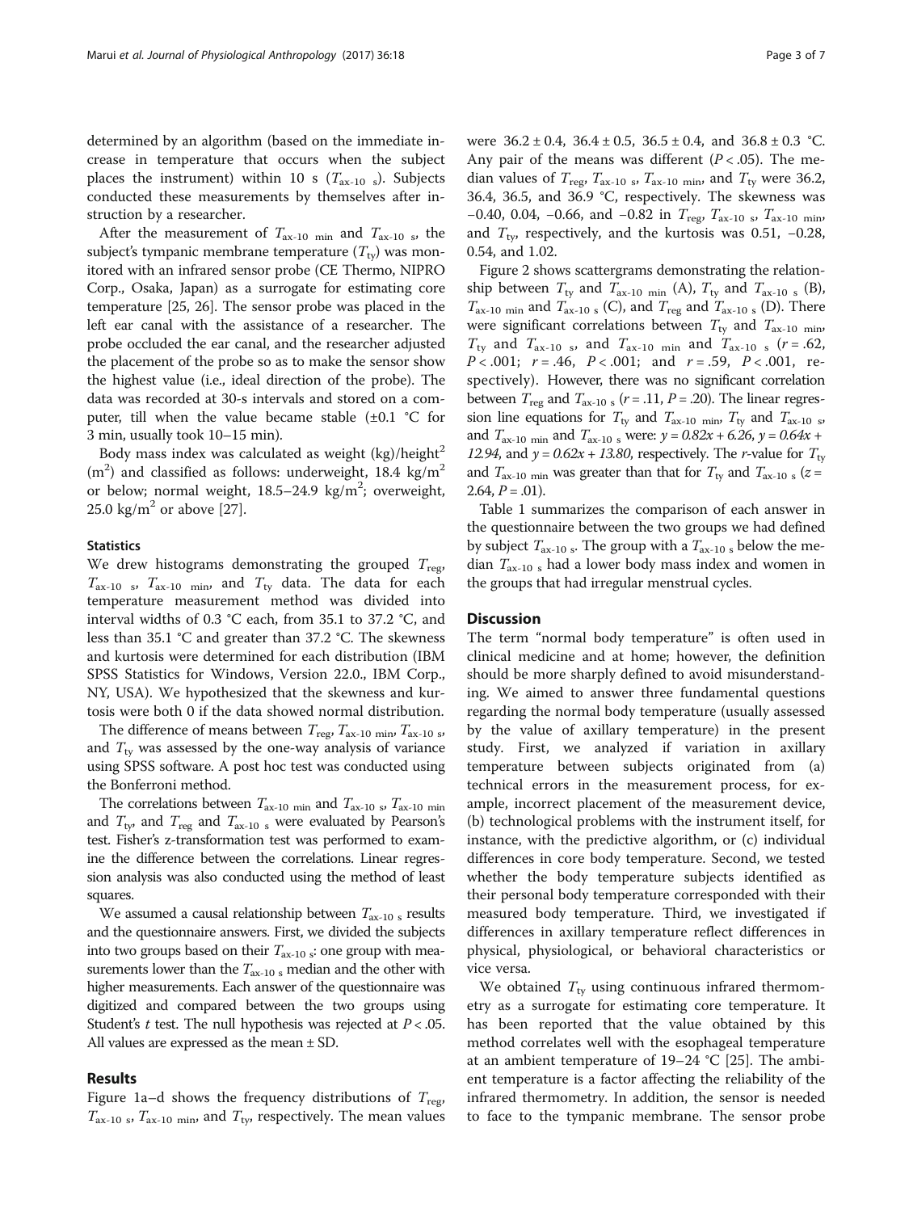determined by an algorithm (based on the immediate increase in temperature that occurs when the subject places the instrument) within 10 s ($T_{ax\text{-}10\ s}$). Subjects conducted these measurements by themselves after instruction by a researcher.

After the measurement of $T_{ax\text{-}10\ min}$ and $T_{ax\text{-}10\ s}$, the subject's tympanic membrane temperature ($T_{ty}$) was monitored with an infrared sensor probe (CE Thermo, NIPRO Corp., Osaka, Japan) as a surrogate for estimating core temperature [25, 26]. The sensor probe was placed in the left ear canal with the assistance of a researcher. The probe occluded the ear canal, and the researcher adjusted the placement of the probe so as to make the sensor show the highest value (i.e., ideal direction of the probe). The data was recorded at 30-s intervals and stored on a computer, till when the value became stable (±0.1 °C for 3 min, usually took 10–15 min).

Body mass index was calculated as weight (kg)/height$^2$ (m$^2$) and classified as follows: underweight, 18.4 kg/m$^2$ or below; normal weight, 18.5–24.9 kg/m$^2$; overweight, 25.0 kg/m$^2$ or above [27].

### Statistics

We drew histograms demonstrating the grouped $T_{reg}$, $T_{ax\text{-}10\ s}$, $T_{ax\text{-}10\ min}$, and $T_{ty}$ data. The data for each temperature measurement method was divided into interval widths of 0.3 °C each, from 35.1 to 37.2 °C, and less than 35.1 °C and greater than 37.2 °C. The skewness and kurtosis were determined for each distribution (IBM SPSS Statistics for Windows, Version 22.0., IBM Corp., NY, USA). We hypothesized that the skewness and kurtosis were both 0 if the data showed normal distribution.

The difference of means between $T_{reg}$, $T_{ax\text{-}10\ min}$, $T_{ax\text{-}10\ s}$, and $T_{ty}$ was assessed by the one-way analysis of variance using SPSS software. A post hoc test was conducted using the Bonferroni method.

The correlations between $T_{ax\text{-}10\ min}$ and $T_{ax\text{-}10\ s}$, $T_{ax\text{-}10\ min}$ and $T_{ty}$, and $T_{reg}$ and $T_{ax\text{-}10\ s}$ were evaluated by Pearson's test. Fisher's z-transformation test was performed to examine the difference between the correlations. Linear regression analysis was also conducted using the method of least squares.

We assumed a causal relationship between $T_{ax\text{-}10\ s}$ results and the questionnaire answers. First, we divided the subjects into two groups based on their $T_{ax\text{-}10\ s}$: one group with measurements lower than the $T_{ax\text{-}10\ s}$ median and the other with higher measurements. Each answer of the questionnaire was digitized and compared between the two groups using Student's *t* test. The null hypothesis was rejected at $P < .05$. All values are expressed as the mean ± SD.

## Results

Figure 1a–d shows the frequency distributions of $T_{reg}$, $T_{ax\text{-}10\ s}$, $T_{ax\text{-}10\ min}$, and $T_{ty}$, respectively. The mean values were 36.2 ± 0.4, 36.4 ± 0.5, 36.5 ± 0.4, and 36.8 ± 0.3 °C. Any pair of the means was different ($P < .05$). The median values of $T_{reg}$, $T_{ax\text{-}10\ s}$, $T_{ax\text{-}10\ min}$, and $T_{ty}$ were 36.2, 36.4, 36.5, and 36.9 °C, respectively. The skewness was −0.40, 0.04, −0.66, and −0.82 in $T_{reg}$, $T_{ax\text{-}10\ s}$, $T_{ax\text{-}10\ min}$, and $T_{ty}$, respectively, and the kurtosis was 0.51, −0.28, 0.54, and 1.02.

Figure 2 shows scattergrams demonstrating the relationship between $T_{ty}$ and $T_{ax\text{-}10\ min}$ (A), $T_{ty}$ and $T_{ax\text{-}10\ s}$ (B), $T_{ax\text{-}10\ min}$ and $T_{ax\text{-}10\ s}$ (C), and $T_{reg}$ and $T_{ax\text{-}10\ s}$ (D). There were significant correlations between $T_{ty}$ and $T_{ax\text{-}10\ min}$, $T_{ty}$ and $T_{ax\text{-}10\ s}$, and $T_{ax\text{-}10\ min}$ and $T_{ax\text{-}10\ s}$ ($r = .62$, $P < .001$; $r = .46$, $P < .001$; and $r = .59$, $P < .001$, respectively). However, there was no significant correlation between $T_{reg}$ and $T_{ax\text{-}10\ s}$ ($r = .11$, $P = .20$). The linear regression line equations for $T_{ty}$ and $T_{ax\text{-}10\ min}$, $T_{ty}$ and $T_{ax\text{-}10\ s}$, and $T_{ax\text{-}10\ min}$ and $T_{ax\text{-}10\ s}$ were: $y = 0.82x + 6.26$, $y = 0.64x + 12.94$, and $y = 0.62x + 13.80$, respectively. The *r*-value for $T_{ty}$ and $T_{ax\text{-}10\ min}$ was greater than that for $T_{ty}$ and $T_{ax\text{-}10\ s}$ ($z = 2.64$, $P = .01$).

Table 1 summarizes the comparison of each answer in the questionnaire between the two groups we had defined by subject $T_{ax\text{-}10\ s}$. The group with a $T_{ax\text{-}10\ s}$ below the median $T_{ax\text{-}10\ s}$ had a lower body mass index and women in the groups that had irregular menstrual cycles.

## Discussion

The term "normal body temperature" is often used in clinical medicine and at home; however, the definition should be more sharply defined to avoid misunderstanding. We aimed to answer three fundamental questions regarding the normal body temperature (usually assessed by the value of axillary temperature) in the present study. First, we analyzed if variation in axillary temperature between subjects originated from (a) technical errors in the measurement process, for example, incorrect placement of the measurement device, (b) technological problems with the instrument itself, for instance, with the predictive algorithm, or (c) individual differences in core body temperature. Second, we tested whether the body temperature subjects identified as their personal body temperature corresponded with their measured body temperature. Third, we investigated if differences in axillary temperature reflect differences in physical, physiological, or behavioral characteristics or vice versa.

We obtained $T_{ty}$ using continuous infrared thermometry as a surrogate for estimating core temperature. It has been reported that the value obtained by this method correlates well with the esophageal temperature at an ambient temperature of 19–24 °C [25]. The ambient temperature is a factor affecting the reliability of the infrared thermometry. In addition, the sensor is needed to face to the tympanic membrane. The sensor probe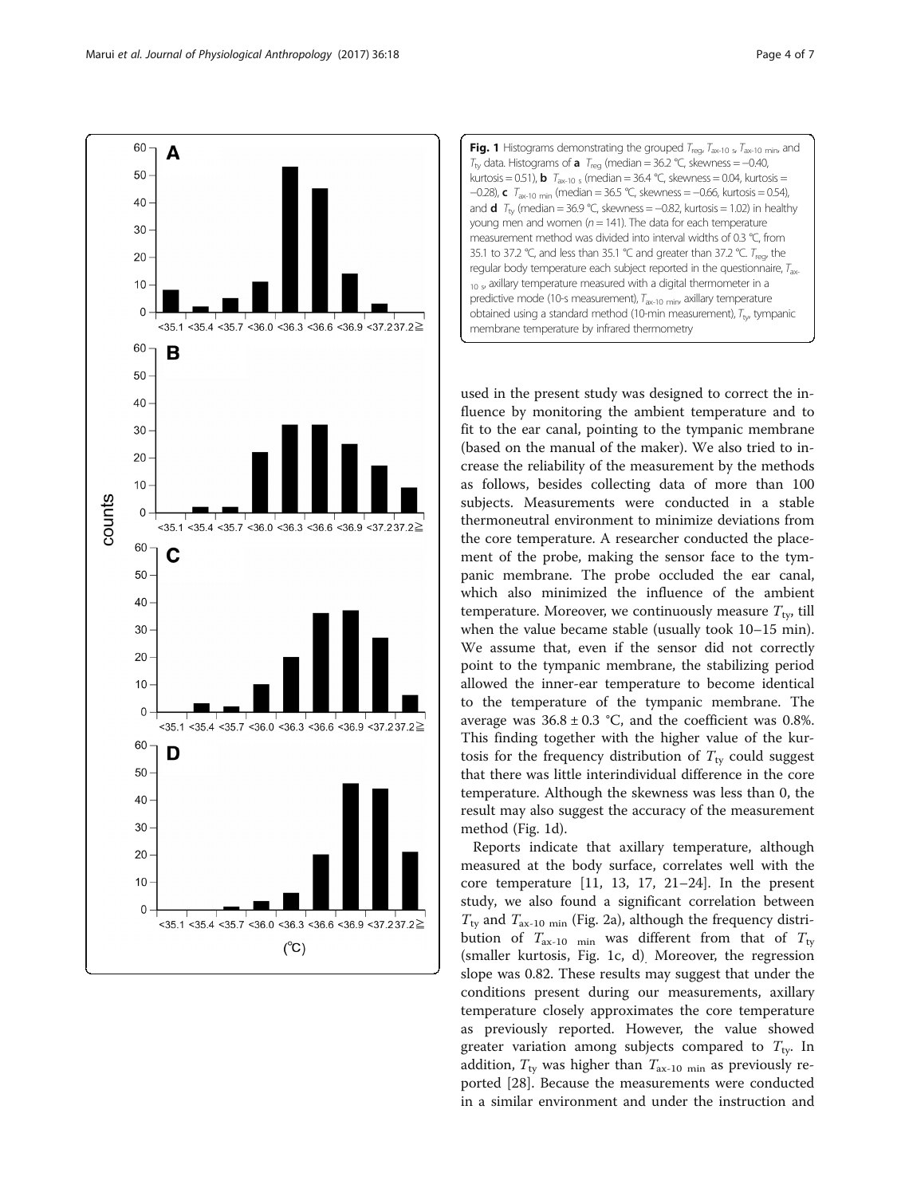**Fig. 1** Histograms demonstrating the grouped $T_{reg}$, $T_{ax\text{-}10\ s}$, $T_{ax\text{-}10\ min}$, and $T_{ty}$ data. Histograms of **a** $T_{reg}$ (median = 36.2 °C, skewness = −0.40, kurtosis = 0.51), **b** $T_{ax\text{-}10\ s}$ (median = 36.4 °C, skewness = 0.04, kurtosis = −0.28), **c** $T_{ax\text{-}10\ min}$ (median = 36.5 °C, skewness = −0.66, kurtosis = 0.54), and **d** $T_{ty}$ (median = 36.9 °C, skewness = −0.82, kurtosis = 1.02) in healthy young men and women ($n = 141$). The data for each temperature measurement method was divided into interval widths of 0.3 °C, from 35.1 to 37.2 °C, and less than 35.1 °C and greater than 37.2 °C. $T_{reg}$, the regular body temperature each subject reported in the questionnaire, $T_{ax\text{-}10\ s}$, axillary temperature measured with a digital thermometer in a predictive mode (10-s measurement), $T_{ax\text{-}10\ min}$, axillary temperature obtained using a standard method (10-min measurement), $T_{ty}$, tympanic membrane temperature by infrared thermometry

used in the present study was designed to correct the influence by monitoring the ambient temperature and to fit to the ear canal, pointing to the tympanic membrane (based on the manual of the maker). We also tried to increase the reliability of the measurement by the methods as follows, besides collecting data of more than 100 subjects. Measurements were conducted in a stable thermoneutral environment to minimize deviations from the core temperature. A researcher conducted the placement of the probe, making the sensor face to the tympanic membrane. The probe occluded the ear canal, which also minimized the influence of the ambient temperature. Moreover, we continuously measure $T_{ty}$, till when the value became stable (usually took 10–15 min). We assume that, even if the sensor did not correctly point to the tympanic membrane, the stabilizing period allowed the inner-ear temperature to become identical to the temperature of the tympanic membrane. The average was 36.8 ± 0.3 °C, and the coefficient was 0.8%. This finding together with the higher value of the kurtosis for the frequency distribution of $T_{ty}$ could suggest that there was little interindividual difference in the core temperature. Although the skewness was less than 0, the result may also suggest the accuracy of the measurement method (Fig. 1d).

Reports indicate that axillary temperature, although measured at the body surface, correlates well with the core temperature [11, 13, 17, 21–24]. In the present study, we also found a significant correlation between $T_{ty}$ and $T_{ax\text{-}10\ min}$ (Fig. 2a), although the frequency distribution of $T_{ax\text{-}10\ min}$ was different from that of $T_{ty}$ (smaller kurtosis, Fig. 1c, d). Moreover, the regression slope was 0.82. These results may suggest that under the conditions present during our measurements, axillary temperature closely approximates the core temperature as previously reported. However, the value showed greater variation among subjects compared to $T_{ty}$. In addition, $T_{ty}$ was higher than $T_{ax\text{-}10\ min}$ as previously reported [28]. Because the measurements were conducted in a similar environment and under the instruction and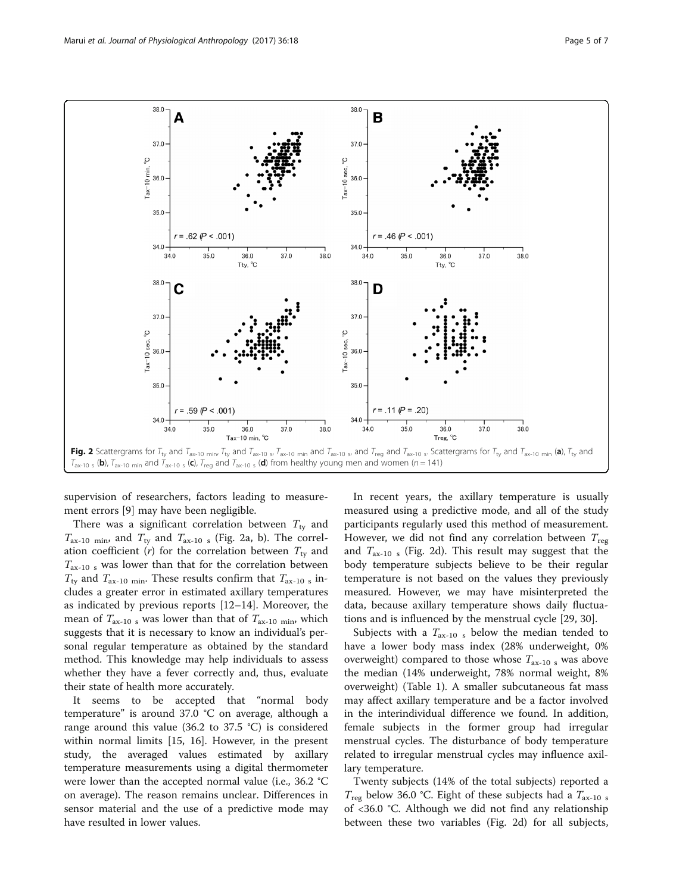Fig. 2 Scattergrams for $T_{ty}$ and $T_{ax\text{-}10\ min}$, $T_{ty}$ and $T_{ax\text{-}10\ s}$, $T_{ax\text{-}10\ min}$ and $T_{ax\text{-}10\ s}$, and $T_{reg}$ and $T_{ax\text{-}10\ s}$. Scattergrams for $T_{ty}$ and $T_{ax\text{-}10\ min}$ (**a**), $T_{ty}$ and $T_{ax\text{-}10\ s}$ (**b**), $T_{ax\text{-}10\ min}$ and $T_{ax\text{-}10\ s}$ (**c**), $T_{reg}$ and $T_{ax\text{-}10\ s}$ (**d**) from healthy young men and women ($n = 141$)

supervision of researchers, factors leading to measurement errors [9] may have been negligible.

There was a significant correlation between $T_{ty}$ and $T_{ax\text{-}10\ min}$, and $T_{ty}$ and $T_{ax\text{-}10\ s}$ (Fig. 2a, b). The correlation coefficient ($r$) for the correlation between $T_{ty}$ and $T_{ax\text{-}10\ s}$ was lower than that for the correlation between $T_{ty}$ and $T_{ax\text{-}10\ min}$. These results confirm that $T_{ax\text{-}10\ s}$ includes a greater error in estimated axillary temperatures as indicated by previous reports [12–14]. Moreover, the mean of $T_{ax\text{-}10\ s}$ was lower than that of $T_{ax\text{-}10\ min}$, which suggests that it is necessary to know an individual's personal regular temperature as obtained by the standard method. This knowledge may help individuals to assess whether they have a fever correctly and, thus, evaluate their state of health more accurately.

It seems to be accepted that "normal body temperature" is around 37.0 °C on average, although a range around this value (36.2 to 37.5 °C) is considered within normal limits [15, 16]. However, in the present study, the averaged values estimated by axillary temperature measurements using a digital thermometer were lower than the accepted normal value (i.e., 36.2 °C on average). The reason remains unclear. Differences in sensor material and the use of a predictive mode may have resulted in lower values.

In recent years, the axillary temperature is usually measured using a predictive mode, and all of the study participants regularly used this method of measurement. However, we did not find any correlation between $T_{reg}$ and $T_{ax\text{-}10\ s}$ (Fig. 2d). This result may suggest that the body temperature subjects believe to be their regular temperature is not based on the values they previously measured. However, we may have misinterpreted the data, because axillary temperature shows daily fluctuations and is influenced by the menstrual cycle [29, 30].

Subjects with a $T_{ax\text{-}10\ s}$ below the median tended to have a lower body mass index (28% underweight, 0% overweight) compared to those whose $T_{ax\text{-}10\ s}$ was above the median (14% underweight, 78% normal weight, 8% overweight) (Table 1). A smaller subcutaneous fat mass may affect axillary temperature and be a factor involved in the interindividual difference we found. In addition, female subjects in the former group had irregular menstrual cycles. The disturbance of body temperature related to irregular menstrual cycles may influence axillary temperature.

Twenty subjects (14% of the total subjects) reported a $T_{reg}$ below 36.0 °C. Eight of these subjects had a $T_{ax\text{-}10\ s}$ of <36.0 °C. Although we did not find any relationship between these two variables (Fig. 2d) for all subjects,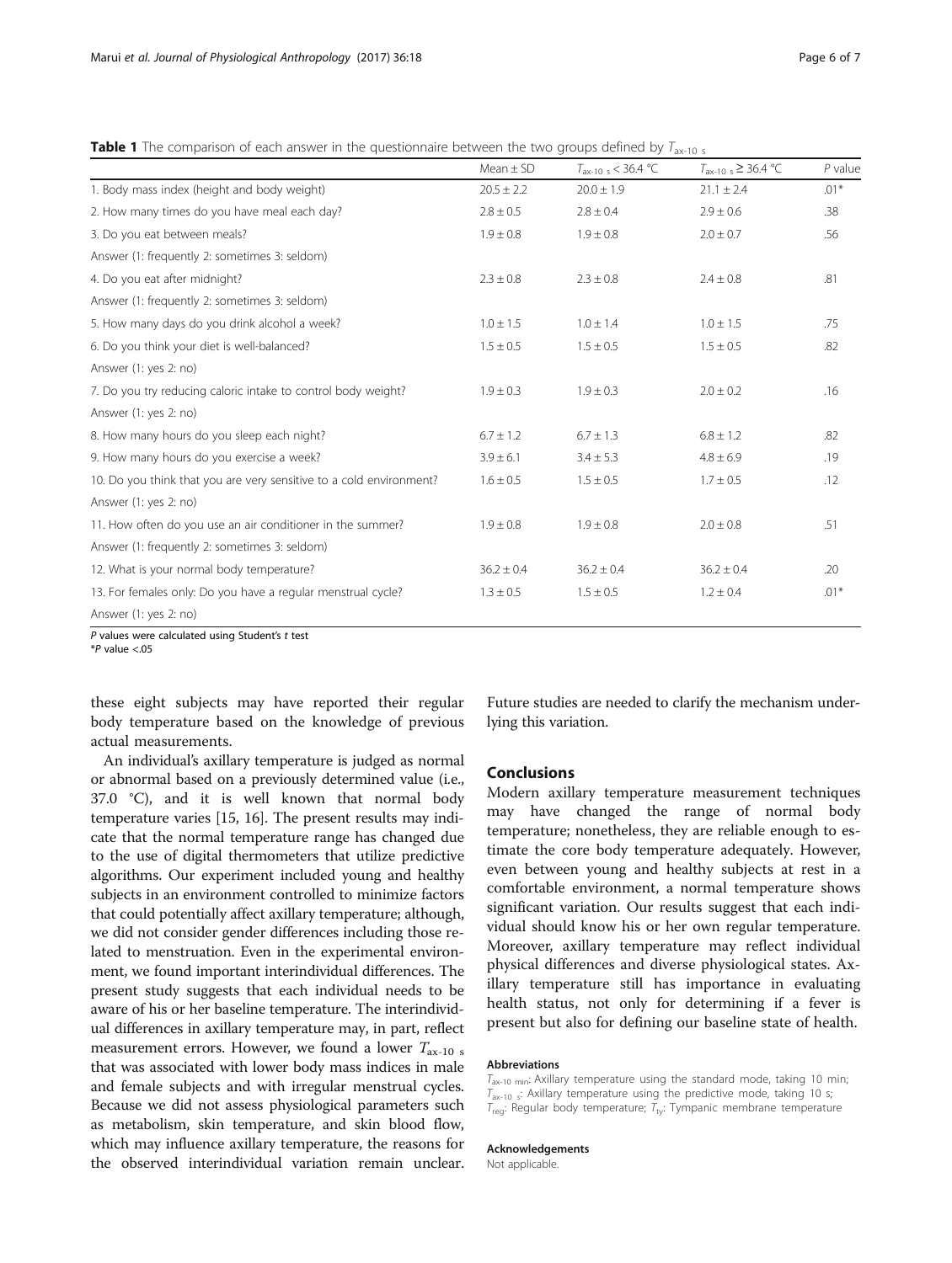**Table 1** The comparison of each answer in the questionnaire between the two groups defined by $T_{ax\text{-}10\ s}$

| | Mean ± SD | $T_{ax\text{-}10\ s}$ < 36.4 °C | $T_{ax\text{-}10\ s}$ ≥ 36.4 °C | *P* value |
|---|---|---|---|---|
| 1. Body mass index (height and body weight) | 20.5 ± 2.2 | 20.0 ± 1.9 | 21.1 ± 2.4 | .01* |
| 2. How many times do you have meal each day? | 2.8 ± 0.5 | 2.8 ± 0.4 | 2.9 ± 0.6 | .38 |
| 3. Do you eat between meals? | 1.9 ± 0.8 | 1.9 ± 0.8 | 2.0 ± 0.7 | .56 |
| Answer (1: frequently 2: sometimes 3: seldom) | | | | |
| 4. Do you eat after midnight? | 2.3 ± 0.8 | 2.3 ± 0.8 | 2.4 ± 0.8 | .81 |
| Answer (1: frequently 2: sometimes 3: seldom) | | | | |
| 5. How many days do you drink alcohol a week? | 1.0 ± 1.5 | 1.0 ± 1.4 | 1.0 ± 1.5 | .75 |
| 6. Do you think your diet is well-balanced? | 1.5 ± 0.5 | 1.5 ± 0.5 | 1.5 ± 0.5 | .82 |
| Answer (1: yes 2: no) | | | | |
| 7. Do you try reducing caloric intake to control body weight? | 1.9 ± 0.3 | 1.9 ± 0.3 | 2.0 ± 0.2 | .16 |
| Answer (1: yes 2: no) | | | | |
| 8. How many hours do you sleep each night? | 6.7 ± 1.2 | 6.7 ± 1.3 | 6.8 ± 1.2 | .82 |
| 9. How many hours do you exercise a week? | 3.9 ± 6.1 | 3.4 ± 5.3 | 4.8 ± 6.9 | .19 |
| 10. Do you think that you are very sensitive to a cold environment? | 1.6 ± 0.5 | 1.5 ± 0.5 | 1.7 ± 0.5 | .12 |
| Answer (1: yes 2: no) | | | | |
| 11. How often do you use an air conditioner in the summer? | 1.9 ± 0.8 | 1.9 ± 0.8 | 2.0 ± 0.8 | .51 |
| Answer (1: frequently 2: sometimes 3: seldom) | | | | |
| 12. What is your normal body temperature? | 36.2 ± 0.4 | 36.2 ± 0.4 | 36.2 ± 0.4 | .20 |
| 13. For females only: Do you have a regular menstrual cycle? | 1.3 ± 0.5 | 1.5 ± 0.5 | 1.2 ± 0.4 | .01* |
| Answer (1: yes 2: no) | | | | |

*P* values were calculated using Student's *t* test
\**P* value <.05

these eight subjects may have reported their regular body temperature based on the knowledge of previous actual measurements.

An individual's axillary temperature is judged as normal or abnormal based on a previously determined value (i.e., 37.0 °C), and it is well known that normal body temperature varies [15, 16]. The present results may indicate that the normal temperature range has changed due to the use of digital thermometers that utilize predictive algorithms. Our experiment included young and healthy subjects in an environment controlled to minimize factors that could potentially affect axillary temperature; although, we did not consider gender differences including those related to menstruation. Even in the experimental environment, we found important interindividual differences. The present study suggests that each individual needs to be aware of his or her baseline temperature. The interindividual differences in axillary temperature may, in part, reflect measurement errors. However, we found a lower $T_{ax\text{-}10\ s}$ that was associated with lower body mass indices in male and female subjects and with irregular menstrual cycles. Because we did not assess physiological parameters such as metabolism, skin temperature, and skin blood flow, which may influence axillary temperature, the reasons for the observed interindividual variation remain unclear. Future studies are needed to clarify the mechanism underlying this variation.

## Conclusions

Modern axillary temperature measurement techniques may have changed the range of normal body temperature; nonetheless, they are reliable enough to estimate the core body temperature adequately. However, even between young and healthy subjects at rest in a comfortable environment, a normal temperature shows significant variation. Our results suggest that each individual should know his or her own regular temperature. Moreover, axillary temperature may reflect individual physical differences and diverse physiological states. Axillary temperature still has importance in evaluating health status, not only for determining if a fever is present but also for defining our baseline state of health.

#### Abbreviations

$T_{ax\text{-}10\ min}$: Axillary temperature using the standard mode, taking 10 min; $T_{ax\text{-}10\ s}$: Axillary temperature using the predictive mode, taking 10 s; $T_{reg}$: Regular body temperature; $T_{ty}$: Tympanic membrane temperature

#### Acknowledgements

Not applicable.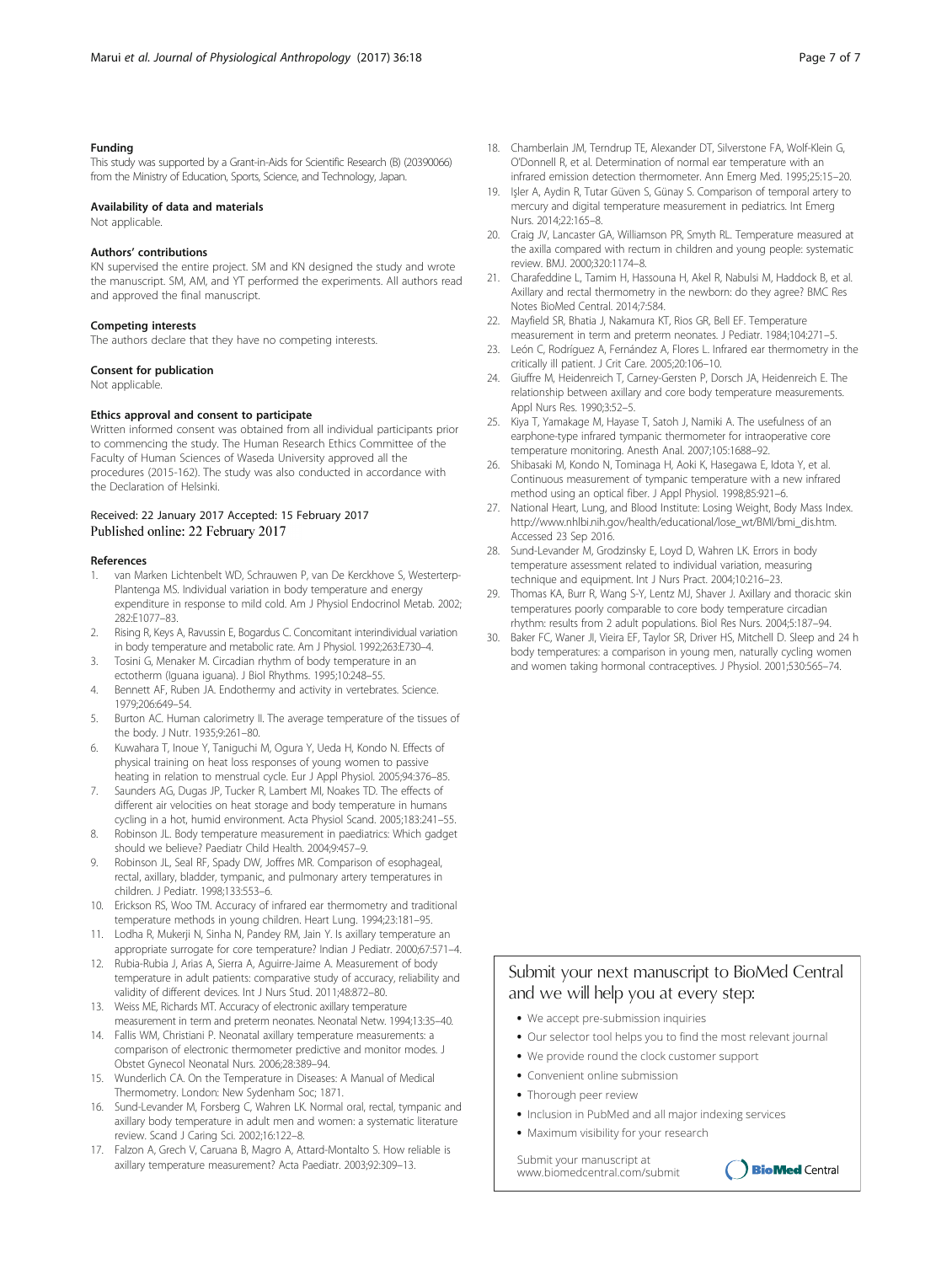### Funding

This study was supported by a Grant-in-Aids for Scientific Research (B) (20390066) from the Ministry of Education, Sports, Science, and Technology, Japan.

### Availability of data and materials

Not applicable.

### Authors' contributions

KN supervised the entire project. SM and KN designed the study and wrote the manuscript. SM, AM, and YT performed the experiments. All authors read and approved the final manuscript.

### Competing interests

The authors declare that they have no competing interests.

### Consent for publication

Not applicable.

### Ethics approval and consent to participate

Written informed consent was obtained from all individual participants prior to commencing the study. The Human Research Ethics Committee of the Faculty of Human Sciences of Waseda University approved all the procedures (2015-162). The study was also conducted in accordance with the Declaration of Helsinki.

Received: 22 January 2017 Accepted: 15 February 2017
Published online: 22 February 2017

### References

1. van Marken Lichtenbelt WD, Schrauwen P, van De Kerckhove S, Westerterp-Plantenga MS. Individual variation in body temperature and energy expenditure in response to mild cold. Am J Physiol Endocrinol Metab. 2002; 282:E1077–83.
2. Rising R, Keys A, Ravussin E, Bogardus C. Concomitant interindividual variation in body temperature and metabolic rate. Am J Physiol. 1992;263:E730–4.
3. Tosini G, Menaker M. Circadian rhythm of body temperature in an ectotherm (Iguana iguana). J Biol Rhythms. 1995;10:248–55.
4. Bennett AF, Ruben JA. Endothermy and activity in vertebrates. Science. 1979;206:649–54.
5. Burton AC. Human calorimetry II. The average temperature of the tissues of the body. J Nutr. 1935;9:261–80.
6. Kuwahara T, Inoue Y, Taniguchi M, Ogura Y, Ueda H, Kondo N. Effects of physical training on heat loss responses of young women to passive heating in relation to menstrual cycle. Eur J Appl Physiol. 2005;94:376–85.
7. Saunders AG, Dugas JP, Tucker R, Lambert MI, Noakes TD. The effects of different air velocities on heat storage and body temperature in humans cycling in a hot, humid environment. Acta Physiol Scand. 2005;183:241–55.
8. Robinson JL. Body temperature measurement in paediatrics: Which gadget should we believe? Paediatr Child Health. 2004;9:457–9.
9. Robinson JL, Seal RF, Spady DW, Joffres MR. Comparison of esophageal, rectal, axillary, bladder, tympanic, and pulmonary artery temperatures in children. J Pediatr. 1998;133:553–6.
10. Erickson RS, Woo TM. Accuracy of infrared ear thermometry and traditional temperature methods in young children. Heart Lung. 1994;23:181–95.
11. Lodha R, Mukerji N, Sinha N, Pandey RM, Jain Y. Is axillary temperature an appropriate surrogate for core temperature? Indian J Pediatr. 2000;67:571–4.
12. Rubia-Rubia J, Arias A, Sierra A, Aguirre-Jaime A. Measurement of body temperature in adult patients: comparative study of accuracy, reliability and validity of different devices. Int J Nurs Stud. 2011;48:872–80.
13. Weiss ME, Richards MT. Accuracy of electronic axillary temperature measurement in term and preterm neonates. Neonatal Netw. 1994;13:35–40.
14. Fallis WM, Christiani P. Neonatal axillary temperature measurements: a comparison of electronic thermometer predictive and monitor modes. J Obstet Gynecol Neonatal Nurs. 2006;28:389–94.
15. Wunderlich CA. On the Temperature in Diseases: A Manual of Medical Thermometry. London: New Sydenham Soc; 1871.
16. Sund-Levander M, Forsberg C, Wahren LK. Normal oral, rectal, tympanic and axillary body temperature in adult men and women: a systematic literature review. Scand J Caring Sci. 2002;16:122–8.
17. Falzon A, Grech V, Caruana B, Magro A, Attard-Montalto S. How reliable is axillary temperature measurement? Acta Paediatr. 2003;92:309–13.
18. Chamberlain JM, Terndrup TE, Alexander DT, Silverstone FA, Wolf-Klein G, O'Donnell R, et al. Determination of normal ear temperature with an infrared emission detection thermometer. Ann Emerg Med. 1995;25:15–20.
19. Işler A, Aydin R, Tutar Güven S, Günay S. Comparison of temporal artery to mercury and digital temperature measurement in pediatrics. Int Emerg Nurs. 2014;22:165–8.
20. Craig JV, Lancaster GA, Williamson PR, Smyth RL. Temperature measured at the axilla compared with rectum in children and young people: systematic review. BMJ. 2000;320:1174–8.
21. Charafeddine L, Tamim H, Hassouna H, Akel R, Nabulsi M, Haddock B, et al. Axillary and rectal thermometry in the newborn: do they agree? BMC Res Notes BioMed Central. 2014;7:584.
22. Mayfield SR, Bhatia J, Nakamura KT, Rios GR, Bell EF. Temperature measurement in term and preterm neonates. J Pediatr. 1984;104:271–5.
23. León C, Rodríguez A, Fernández A, Flores L. Infrared ear thermometry in the critically ill patient. J Crit Care. 2005;20:106–10.
24. Giuffre M, Heidenreich T, Carney-Gersten P, Dorsch JA, Heidenreich E. The relationship between axillary and core body temperature measurements. Appl Nurs Res. 1990;3:52–5.
25. Kiya T, Yamakage M, Hayase T, Satoh J, Namiki A. The usefulness of an earphone-type infrared tympanic thermometer for intraoperative core temperature monitoring. Anesth Anal. 2007;105:1688–92.
26. Shibasaki M, Kondo N, Tominaga H, Aoki K, Hasegawa E, Idota Y, et al. Continuous measurement of tympanic temperature with a new infrared method using an optical fiber. J Appl Physiol. 1998;85:921–6.
27. National Heart, Lung, and Blood Institute: Losing Weight, Body Mass Index. http://www.nhlbi.nih.gov/health/educational/lose_wt/BMI/bmi_dis.htm. Accessed 23 Sep 2016.
28. Sund-Levander M, Grodzinsky E, Loyd D, Wahren LK. Errors in body temperature assessment related to individual variation, measuring technique and equipment. Int J Nurs Pract. 2004;10:216–23.
29. Thomas KA, Burr R, Wang S-Y, Lentz MJ, Shaver J. Axillary and thoracic skin temperatures poorly comparable to core body temperature circadian rhythm: results from 2 adult populations. Biol Res Nurs. 2004;5:187–94.
30. Baker FC, Waner JI, Vieira EF, Taylor SR, Driver HS, Mitchell D. Sleep and 24 h body temperatures: a comparison in young men, naturally cycling women and women taking hormonal contraceptives. J Physiol. 2001;530:565–74.